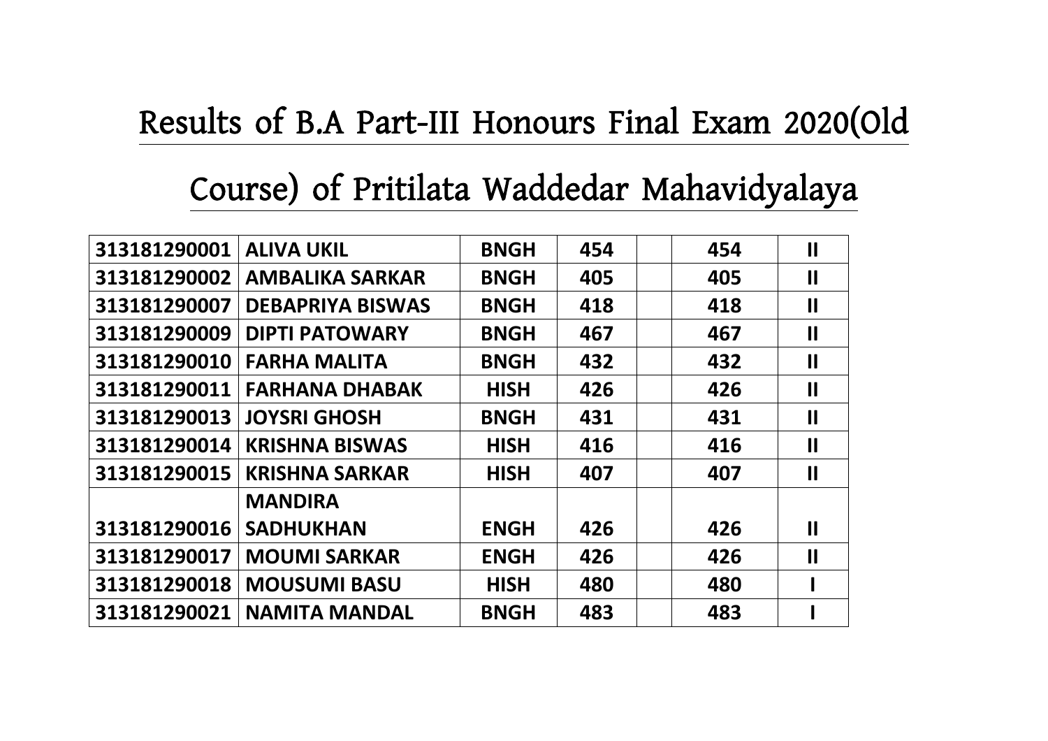# Results of B.A Part-III Honours Final Exam 2020(Old Course) of Pritilata Waddedar Mahavidyalaya

| | | | | | | |
|---|---|---|---|---|---|---|
| 313181290001 | ALIVA UKIL | BNGH | 454 | | 454 | II |
| 313181290002 | AMBALIKA SARKAR | BNGH | 405 | | 405 | II |
| 313181290007 | DEBAPRIYA BISWAS | BNGH | 418 | | 418 | II |
| 313181290009 | DIPTI PATOWARY | BNGH | 467 | | 467 | II |
| 313181290010 | FARHA MALITA | BNGH | 432 | | 432 | II |
| 313181290011 | FARHANA DHABAK | HISH | 426 | | 426 | II |
| 313181290013 | JOYSRI GHOSH | BNGH | 431 | | 431 | II |
| 313181290014 | KRISHNA BISWAS | HISH | 416 | | 416 | II |
| 313181290015 | KRISHNA SARKAR | HISH | 407 | | 407 | II |
| 313181290016 | MANDIRA SADHUKHAN | ENGH | 426 | | 426 | II |
| 313181290017 | MOUMI SARKAR | ENGH | 426 | | 426 | II |
| 313181290018 | MOUSUMI BASU | HISH | 480 | | 480 | I |
| 313181290021 | NAMITA MANDAL | BNGH | 483 | | 483 | I |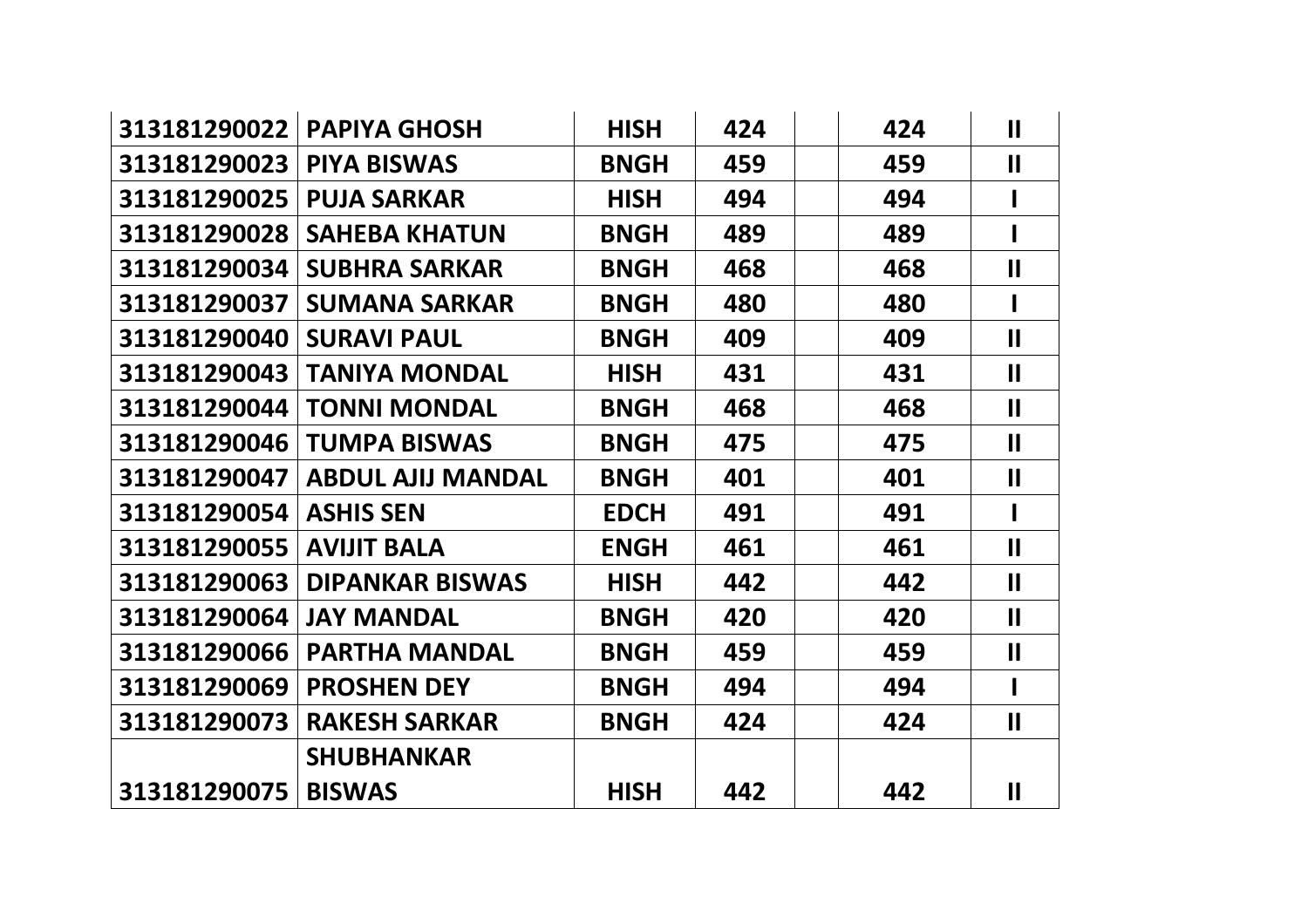| 313181290022 | PAPIYA GHOSH | HISH | 424 | | 424 | II |
|---|---|---|---|---|---|---|
| 313181290023 | PIYA BISWAS | BNGH | 459 | | 459 | II |
| 313181290025 | PUJA SARKAR | HISH | 494 | | 494 | I |
| 313181290028 | SAHEBA KHATUN | BNGH | 489 | | 489 | I |
| 313181290034 | SUBHRA SARKAR | BNGH | 468 | | 468 | II |
| 313181290037 | SUMANA SARKAR | BNGH | 480 | | 480 | I |
| 313181290040 | SURAVI PAUL | BNGH | 409 | | 409 | II |
| 313181290043 | TANIYA MONDAL | HISH | 431 | | 431 | II |
| 313181290044 | TONNI MONDAL | BNGH | 468 | | 468 | II |
| 313181290046 | TUMPA BISWAS | BNGH | 475 | | 475 | II |
| 313181290047 | ABDUL AJIJ MANDAL | BNGH | 401 | | 401 | II |
| 313181290054 | ASHIS SEN | EDCH | 491 | | 491 | I |
| 313181290055 | AVIJIT BALA | ENGH | 461 | | 461 | II |
| 313181290063 | DIPANKAR BISWAS | HISH | 442 | | 442 | II |
| 313181290064 | JAY MANDAL | BNGH | 420 | | 420 | II |
| 313181290066 | PARTHA MANDAL | BNGH | 459 | | 459 | II |
| 313181290069 | PROSHEN DEY | BNGH | 494 | | 494 | I |
| 313181290073 | RAKESH SARKAR | BNGH | 424 | | 424 | II |
| 313181290075 | SHUBHANKAR BISWAS | HISH | 442 | | 442 | II |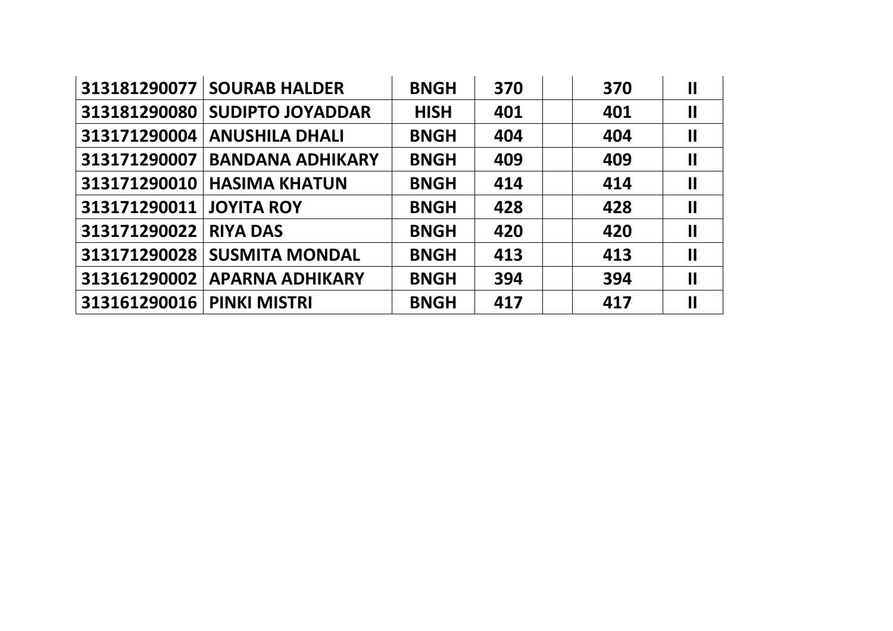| | | | | | | |
|---|---|---|---|---|---|---|
| 313181290077 | SOURAB HALDER | BNGH | 370 | | 370 | II |
| 313181290080 | SUDIPTO JOYADDAR | HISH | 401 | | 401 | II |
| 313171290004 | ANUSHILA DHALI | BNGH | 404 | | 404 | II |
| 313171290007 | BANDANA ADHIKARY | BNGH | 409 | | 409 | II |
| 313171290010 | HASIMA KHATUN | BNGH | 414 | | 414 | II |
| 313171290011 | JOYITA ROY | BNGH | 428 | | 428 | II |
| 313171290022 | RIYA DAS | BNGH | 420 | | 420 | II |
| 313171290028 | SUSMITA MONDAL | BNGH | 413 | | 413 | II |
| 313161290002 | APARNA ADHIKARY | BNGH | 394 | | 394 | II |
| 313161290016 | PINKI MISTRI | BNGH | 417 | | 417 | II |